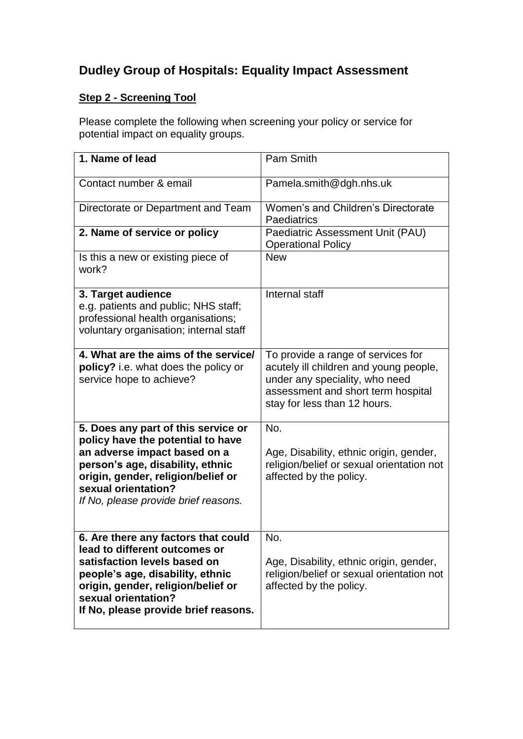# Dudley Group of Hospitals: Equality Impact Assessment

**Step 2 - Screening Tool**

Please complete the following when screening your policy or service for potential impact on equality groups.

| | |
|---|---|
| **1. Name of lead** | Pam Smith |
| Contact number & email | Pamela.smith@dgh.nhs.uk |
| Directorate or Department and Team | Women's and Children's Directorate<br>Paediatrics |
| **2. Name of service or policy** | Paediatric Assessment Unit (PAU) Operational Policy |
| Is this a new or existing piece of work? | New |
| **3. Target audience**<br>e.g. patients and public; NHS staff; professional health organisations; voluntary organisation; internal staff | Internal staff |
| **4. What are the aims of the service/ policy?** i.e. what does the policy or service hope to achieve? | To provide a range of services for acutely ill children and young people, under any speciality, who need assessment and short term hospital stay for less than 12 hours. |
| **5. Does any part of this service or policy have the potential to have an adverse impact based on a person's age, disability, ethnic origin, gender, religion/belief or sexual orientation?**<br>*If No, please provide brief reasons.* | No.<br><br>Age, Disability, ethnic origin, gender, religion/belief or sexual orientation not affected by the policy. |
| **6. Are there any factors that could lead to different outcomes or satisfaction levels based on people's age, disability, ethnic origin, gender, religion/belief or sexual orientation?**<br>**If No, please provide brief reasons.** | No.<br><br>Age, Disability, ethnic origin, gender, religion/belief or sexual orientation not affected by the policy. |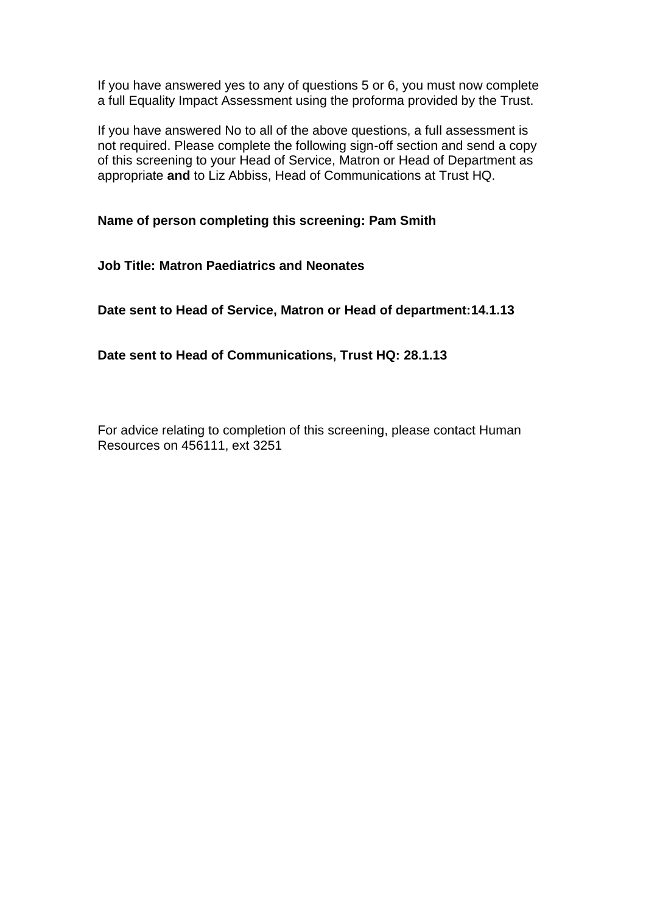If you have answered yes to any of questions 5 or 6, you must now complete a full Equality Impact Assessment using the proforma provided by the Trust.

If you have answered No to all of the above questions, a full assessment is not required. Please complete the following sign-off section and send a copy of this screening to your Head of Service, Matron or Head of Department as appropriate **and** to Liz Abbiss, Head of Communications at Trust HQ.

**Name of person completing this screening: Pam Smith**

**Job Title: Matron Paediatrics and Neonates**

**Date sent to Head of Service, Matron or Head of department:14.1.13**

**Date sent to Head of Communications, Trust HQ: 28.1.13**

For advice relating to completion of this screening, please contact Human Resources on 456111, ext 3251